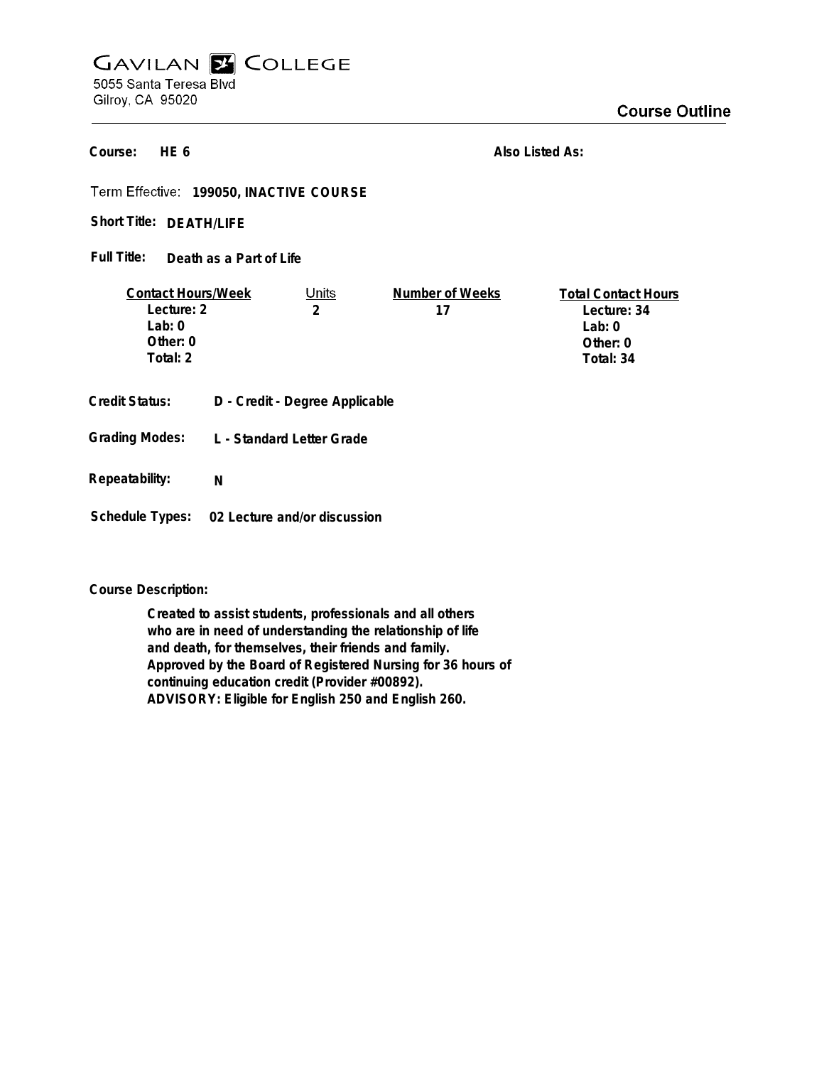# GAVILAN COLLEGE

5055 Santa Teresa Blvd
Gilroy, CA 95020

## Course Outline

**Course:** HE 6

**Also Listed As:**

**Term Effective:** 199050, INACTIVE COURSE

**Short Title:** DEATH/LIFE

**Full Title:** Death as a Part of Life

| Contact Hours/Week | Units | Number of Weeks | Total Contact Hours |
|---|---|---|---|
| Lecture: 2 | 2 | 17 | Lecture: 34 |
| Lab: 0 | | | Lab: 0 |
| Other: 0 | | | Other: 0 |
| Total: 2 | | | Total: 34 |

**Credit Status:** D - Credit - Degree Applicable

**Grading Modes:** L - Standard Letter Grade

**Repeatability:** N

**Schedule Types:** 02 Lecture and/or discussion

**Course Description:**

Created to assist students, professionals and all others who are in need of understanding the relationship of life and death, for themselves, their friends and family. Approved by the Board of Registered Nursing for 36 hours of continuing education credit (Provider #00892).
ADVISORY: Eligible for English 250 and English 260.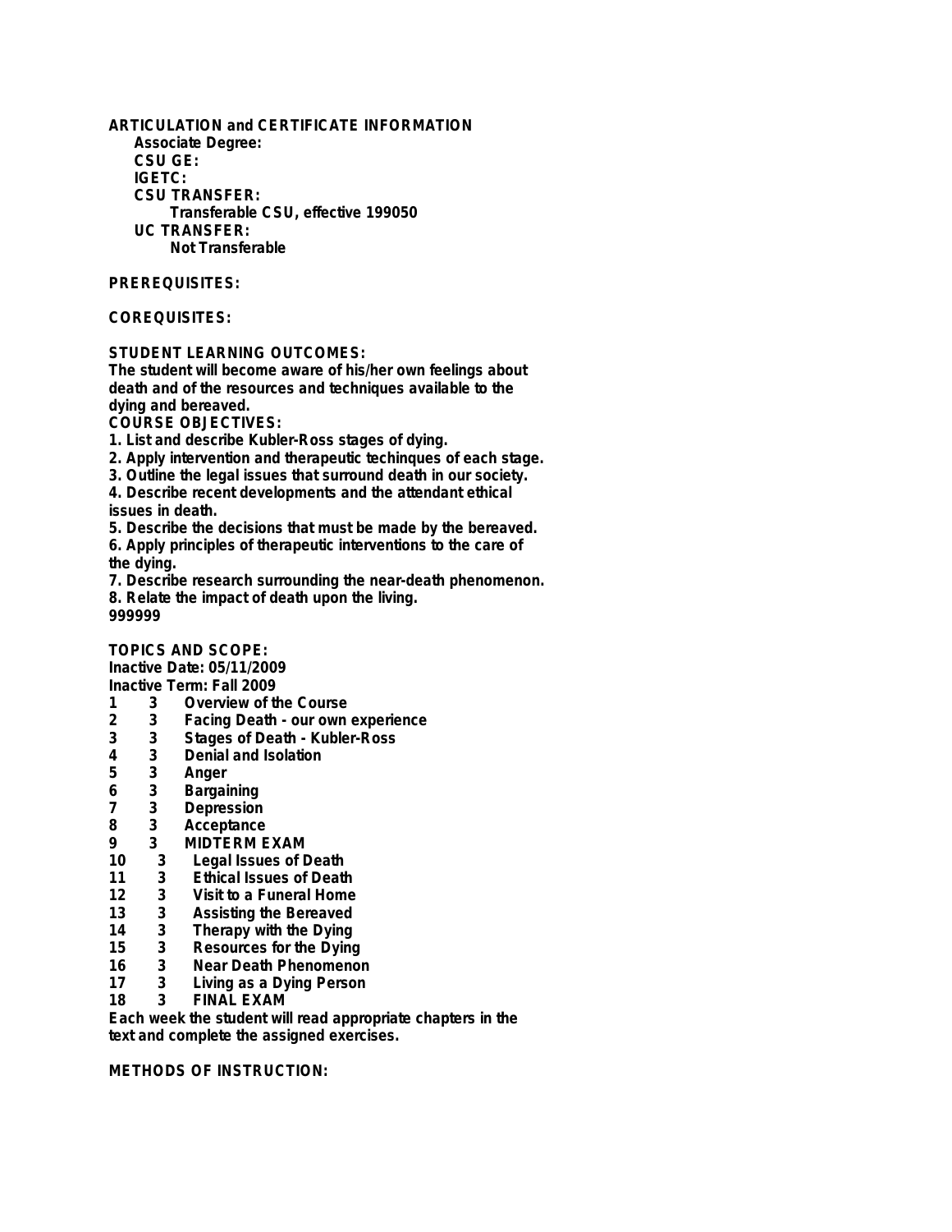**ARTICULATION and CERTIFICATE INFORMATION**

**Associate Degree:**

**CSU GE:**

**IGETC:**

**CSU TRANSFER:**

Transferable CSU, effective 199050

**UC TRANSFER:**

Not Transferable

**PREREQUISITES:**

**COREQUISITES:**

**STUDENT LEARNING OUTCOMES:**

The student will become aware of his/her own feelings about death and of the resources and techniques available to the dying and bereaved.

**COURSE OBJECTIVES:**

1. List and describe Kubler-Ross stages of dying.
2. Apply intervention and therapeutic techinques of each stage.
3. Outline the legal issues that surround death in our society.
4. Describe recent developments and the attendant ethical issues in death.
5. Describe the decisions that must be made by the bereaved.
6. Apply principles of therapeutic interventions to the care of the dying.
7. Describe research surrounding the near-death phenomenon.
8. Relate the impact of death upon the living.

999999

**TOPICS AND SCOPE:**

Inactive Date: 05/11/2009

Inactive Term: Fall 2009

| | | |
|---|---|---|
| 1 | 3 | Overview of the Course |
| 2 | 3 | Facing Death - our own experience |
| 3 | 3 | Stages of Death - Kubler-Ross |
| 4 | 3 | Denial and Isolation |
| 5 | 3 | Anger |
| 6 | 3 | Bargaining |
| 7 | 3 | Depression |
| 8 | 3 | Acceptance |
| 9 | 3 | MIDTERM EXAM |
| 10 | 3 | Legal Issues of Death |
| 11 | 3 | Ethical Issues of Death |
| 12 | 3 | Visit to a Funeral Home |
| 13 | 3 | Assisting the Bereaved |
| 14 | 3 | Therapy with the Dying |
| 15 | 3 | Resources for the Dying |
| 16 | 3 | Near Death Phenomenon |
| 17 | 3 | Living as a Dying Person |
| 18 | 3 | FINAL EXAM |

Each week the student will read appropriate chapters in the text and complete the assigned exercises.

**METHODS OF INSTRUCTION:**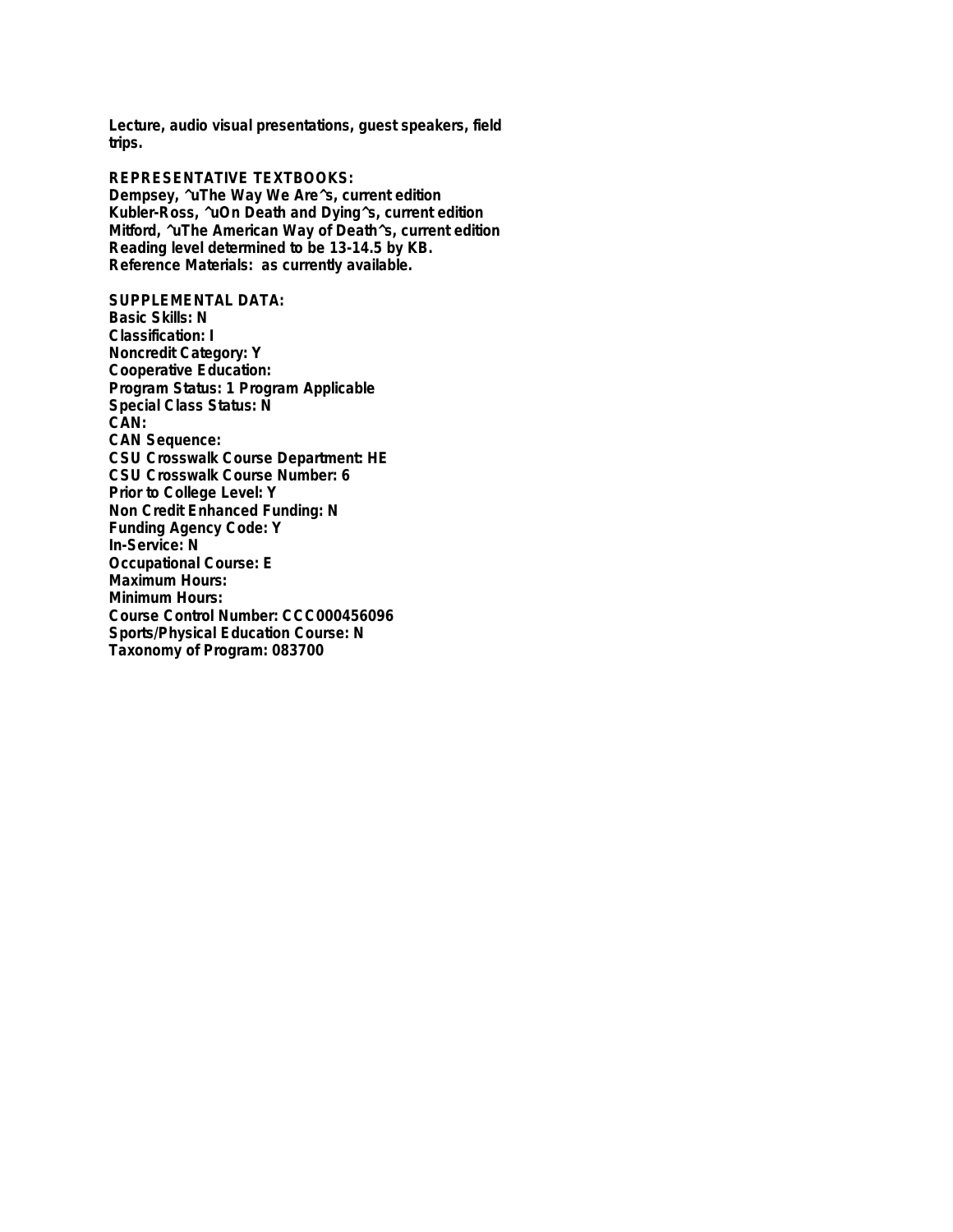Lecture, audio visual presentations, guest speakers, field trips.

**REPRESENTATIVE TEXTBOOKS:**
Dempsey, ^uThe Way We Are^s, current edition
Kubler-Ross, ^uOn Death and Dying^s, current edition
Mitford, ^uThe American Way of Death^s, current edition
Reading level determined to be 13-14.5 by KB.
Reference Materials: as currently available.

**SUPPLEMENTAL DATA:**
Basic Skills: N
Classification: I
Noncredit Category: Y
Cooperative Education:
Program Status: 1 Program Applicable
Special Class Status: N
CAN:
CAN Sequence:
CSU Crosswalk Course Department: HE
CSU Crosswalk Course Number: 6
Prior to College Level: Y
Non Credit Enhanced Funding: N
Funding Agency Code: Y
In-Service: N
Occupational Course: E
Maximum Hours:
Minimum Hours:
Course Control Number: CCC000456096
Sports/Physical Education Course: N
Taxonomy of Program: 083700